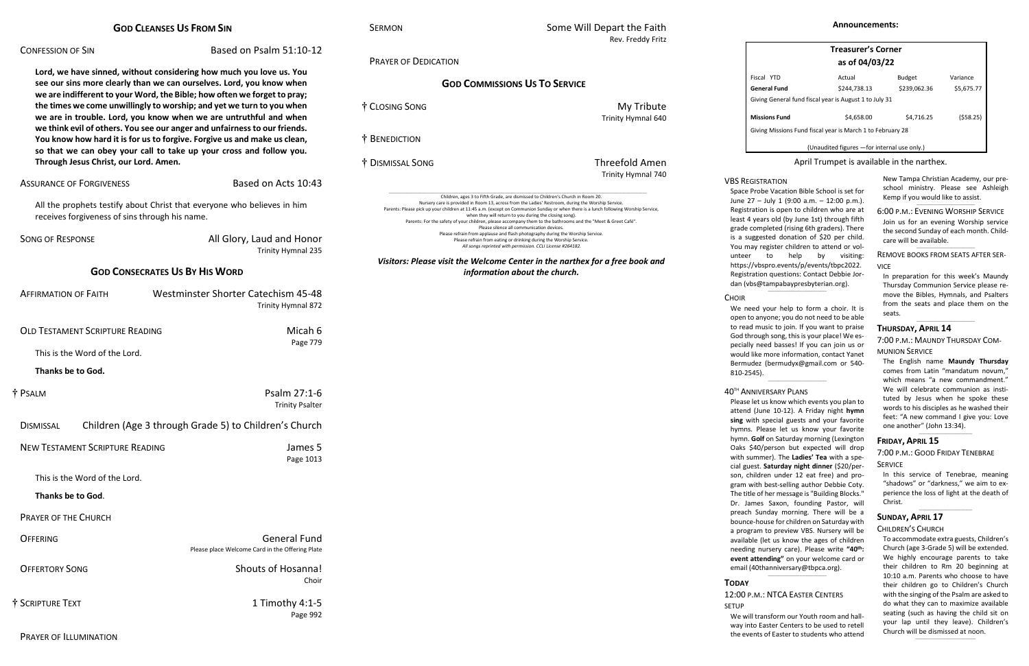## God Cleanses Us From Sin

Confession of Sin — Based on Psalm 51:10-12

**Lord, we have sinned, without considering how much you love us. You see our sins more clearly than we can ourselves. Lord, you know when we are indifferent to your Word, the Bible; how often we forget to pray; the times we come unwillingly to worship; and yet we turn to you when we are in trouble. Lord, you know when we are untruthful and when we think evil of others. You see our anger and unfairness to our friends. You know how hard it is for us to forgive. Forgive us and make us clean, so that we can obey your call to take up your cross and follow you. Through Jesus Christ, our Lord. Amen.**

Assurance of Forgiveness — Based on Acts 10:43

All the prophets testify about Christ that everyone who believes in him receives forgiveness of sins through his name.

Song of Response — All Glory, Laud and Honor
Trinity Hymnal 235

## God Consecrates Us By His Word

Affirmation of Faith — Westminster Shorter Catechism 45-48
Trinity Hymnal 872

Old Testament Scripture Reading — Micah 6
Page 779

This is the Word of the Lord.

**Thanks be to God.**

† Psalm — Psalm 27:1-6
Trinity Psalter

Dismissal — Children (Age 3 through Grade 5) to Children's Church

New Testament Scripture Reading — James 5
Page 1013

This is the Word of the Lord.

**Thanks be to God**.

Prayer of the Church

Offering — General Fund
Please place Welcome Card in the Offering Plate

Offertory Song — Shouts of Hosanna!
Choir

† Scripture Text — 1 Timothy 4:1-5
Page 992

Prayer of Illumination

Sermon — Some Will Depart the Faith
Rev. Freddy Fritz

Prayer of Dedication

## God Commissions Us To Service

† Closing Song — My Tribute
Trinity Hymnal 640

† Benediction

† Dismissal Song — Threefold Amen
Trinity Hymnal 740

Children, ages 3 to Fifth Grade, are dismissed to Children's Church in Room 20.
Nursery care is provided in Room 13, across from the Ladies' Restroom, during the Worship Service.
Parents: Please pick up your children at 11:45 a.m. (except on Communion Sunday or when there is a lunch following Worship Service, when they will return to you during the closing song).
Parents: For the safety of your children, please accompany them to the bathrooms and the "Meet & Greet Café".
Please silence all communication devices.
Please refrain from applause and flash photography during the Worship Service.
Please refrain from eating or drinking during the Worship Service.
*All songs reprinted with permission. CCLI License #264182.*

***Visitors: Please visit the Welcome Center in the narthex for a free book and information about the church.***

## Announcements:

**Treasurer's Corner**
**as of 04/03/22**

| Fiscal YTD | Actual | Budget | Variance |
|---|---|---|---|
| **General Fund** | $244,738.13 | $239,062.36 | $5,675.77 |
| Giving General fund fiscal year is August 1 to July 31 | | | |
| **Missions Fund** | $4,658.00 | $4,716.25 | ($58.25) |
| Giving Missions Fund fiscal year is March 1 to February 28 | | | |

(Unaudited figures —for internal use only.)

April Trumpet is available in the narthex.

### VBS Registration

Space Probe Vacation Bible School is set for June 27 – July 1 (9:00 a.m. – 12:00 p.m.). Registration is open to children who are at least 4 years old (by June 1st) through fifth grade completed (rising 6th graders). There is a suggested donation of $20 per child. You may register children to attend or volunteer to help by visiting: https://vbspro.events/p/events/tbpc2022. Registration questions: Contact Debbie Jordan (vbs@tampabaypresbyterian.org).

### Choir

We need your help to form a choir. It is open to anyone; you do not need to be able to read music to join. If you want to praise God through song, this is your place! We especially need basses! If you can join us or would like more information, contact Yanet Bermudez (bermudyx@gmail.com or 540-810-2545).

### 40th Anniversary Plans

Please let us know which events you plan to attend (June 10-12). A Friday night **hymn sing** with special guests and your favorite hymns. Please let us know your favorite hymn. **Golf** on Saturday morning (Lexington Oaks $40/person but expected will drop with summer). The **Ladies' Tea** with a special guest. **Saturday night dinner** ($20/person, children under 12 eat free) and program with best-selling author Debbie Coty. The title of her message is "Building Blocks." Dr. James Saxon, founding Pastor, will preach Sunday morning. There will be a bounce-house for children on Saturday with a program to preview VBS. Nursery will be available (let us know the ages of children needing nursery care). Please write **"40th: event attending"** on your welcome card or email (40thanniversary@tbpca.org).

### Today

12:00 p.m.: NTCA Easter Centers Setup

We will transform our Youth room and hallway into Easter Centers to be used to retell the events of Easter to students who attend New Tampa Christian Academy, our preschool ministry. Please see Ashleigh Kemp if you would like to assist.

6:00 p.m.: Evening Worship Service

Join us for an evening Worship service the second Sunday of each month. Childcare will be available.

Remove Books from Seats after Service

In preparation for this week's Maundy Thursday Communion Service please remove the Bibles, Hymnals, and Psalters from the seats and place them on the seats.

### Thursday, April 14

7:00 p.m.: Maundy Thursday Communion Service

The English name **Maundy Thursday** comes from Latin "mandatum novum," which means "a new commandment." We will celebrate communion as instituted by Jesus when he spoke these words to his disciples as he washed their feet: "A new command I give you: Love one another" (John 13:34).

### Friday, April 15

7:00 p.m.: Good Friday Tenebrae Service

In this service of Tenebrae, meaning "shadows" or "darkness," we aim to experience the loss of light at the death of Christ.

### Sunday, April 17

Children's Church

To accommodate extra guests, Children's Church (age 3-Grade 5) will be extended. We highly encourage parents to take their children to Rm 20 beginning at 10:10 a.m. Parents who choose to have their children go to Children's Church with the singing of the Psalm are asked to do what they can to maximize available seating (such as having the child sit on your lap until they leave). Children's Church will be dismissed at noon.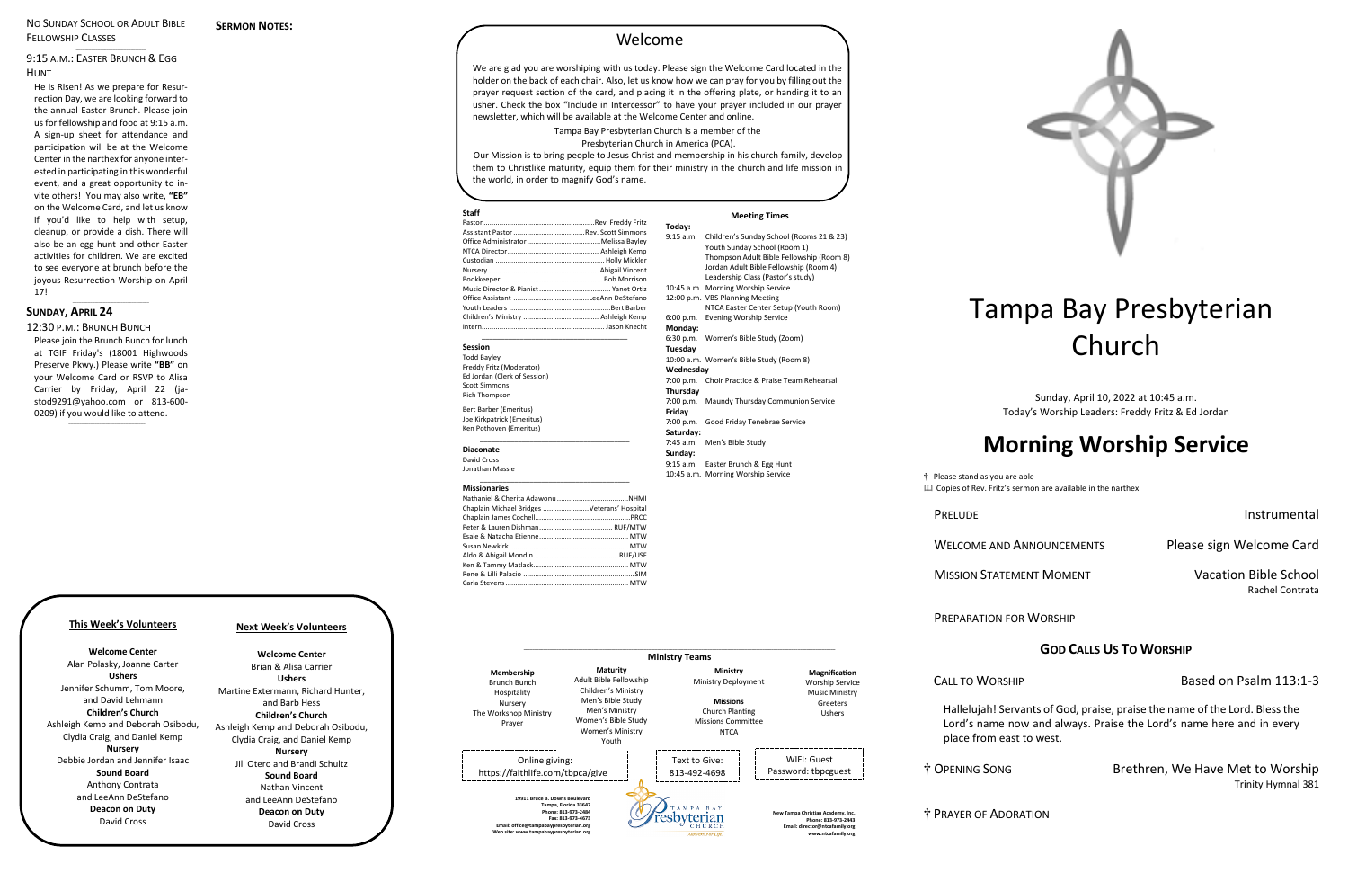No Sunday School or Adult Bible Fellowship Classes

9:15 a.m.: Easter Brunch & Egg Hunt

He is Risen! As we prepare for Resurrection Day, we are looking forward to the annual Easter Brunch. Please join us for fellowship and food at 9:15 a.m. A sign-up sheet for attendance and participation will be at the Welcome Center in the narthex for anyone interested in participating in this wonderful event, and a great opportunity to invite others! You may also write, **"EB"** on the Welcome Card, and let us know if you'd like to help with setup, cleanup, or provide a dish. There will also be an egg hunt and other Easter activities for children. We are excited to see everyone at brunch before the joyous Resurrection Worship on April 17!

## Sunday, April 24

12:30 p.m.: Brunch Bunch

Please join the Brunch Bunch for lunch at TGIF Friday's (18001 Highwoods Preserve Pkwy.) Please write **"BB"** on your Welcome Card or RSVP to Alisa Carrier by Friday, April 22 (jastod9291@yahoo.com or 813-600-0209) if you would like to attend.

**Sermon Notes:**

### This Week's Volunteers

**Welcome Center**
Alan Polasky, Joanne Carter

**Ushers**
Jennifer Schumm, Tom Moore, and David Lehmann

**Children's Church**
Ashleigh Kemp and Deborah Osibodu, Clydia Craig, and Daniel Kemp

**Nursery**
Debbie Jordan and Jennifer Isaac

**Sound Board**
Anthony Contrata and LeeAnn DeStefano

**Deacon on Duty**
David Cross

### Next Week's Volunteers

**Welcome Center**
Brian & Alisa Carrier

**Ushers**
Martine Extermann, Richard Hunter, and Barb Hess

**Children's Church**
Ashleigh Kemp and Deborah Osibodu, Clydia Craig, and Daniel Kemp

**Nursery**
Jill Otero and Brandi Schultz

**Sound Board**
Nathan Vincent and LeeAnn DeStefano

**Deacon on Duty**
David Cross

## Welcome

We are glad you are worshiping with us today. Please sign the Welcome Card located in the holder on the back of each chair. Also, let us know how we can pray for you by filling out the prayer request section of the card, and placing it in the offering plate, or handing it to an usher. Check the box "Include in Intercessor" to have your prayer included in our prayer newsletter, which will be available at the Welcome Center and online.

Tampa Bay Presbyterian Church is a member of the Presbyterian Church in America (PCA).

Our Mission is to bring people to Jesus Christ and membership in his church family, develop them to Christlike maturity, equip them for their ministry in the church and life mission in the world, in order to magnify God's name.

**Staff**

Pastor .......... Rev. Freddy Fritz
Assistant Pastor .......... Rev. Scott Simmons
Office Administrator .......... Melissa Bayley
NTCA Director .......... Ashleigh Kemp
Custodian .......... Holly Mickler
Nursery .......... Abigail Vincent
Bookkeeper .......... Bob Morrison
Music Director & Pianist .......... Yanet Ortiz
Office Assistant .......... LeeAnn DeStefano
Youth Leaders .......... Bert Barber
Children's Ministry .......... Ashleigh Kemp
Intern .......... Jason Knecht

**Session**

Todd Bayley
Freddy Fritz (Moderator)
Ed Jordan (Clerk of Session)
Scott Simmons
Rich Thompson

Bert Barber (Emeritus)
Joe Kirkpatrick (Emeritus)
Ken Pothoven (Emeritus)

**Diaconate**

David Cross
Jonathan Massie

**Missionaries**

Nathaniel & Cherita Adawonu .......... NHMI
Chaplain Michael Bridges .......... Veterans' Hospital
Chaplain James Cochell .......... PRCC
Peter & Lauren Dishman .......... RUF/MTW
Esaie & Natacha Etienne .......... MTW
Susan Newkirk .......... MTW
Aldo & Abigail Mondin .......... RUF/USF
Ken & Tammy Matlack .......... MTW
Rene & Lilli Palacio .......... SIM
Carla Stevens .......... MTW

**Meeting Times**

**Today:**
9:15 a.m. Children's Sunday School (Rooms 21 & 23)
Youth Sunday School (Room 1)
Thompson Adult Bible Fellowship (Room 8)
Jordan Adult Bible Fellowship (Room 4)
Leadership Class (Pastor's study)
10:45 a.m. Morning Worship Service
12:00 p.m. VBS Planning Meeting
NTCA Easter Center Setup (Youth Room)
6:00 p.m. Evening Worship Service

**Monday:**
6:30 p.m. Women's Bible Study (Zoom)

**Tuesday**
10:00 a.m. Women's Bible Study (Room 8)

**Wednesday**
7:00 p.m. Choir Practice & Praise Team Rehearsal

**Thursday**
7:00 p.m. Maundy Thursday Communion Service

**Friday**
7:00 p.m. Good Friday Tenebrae Service

**Saturday:**
7:45 a.m. Men's Bible Study

**Sunday:**
9:15 a.m. Easter Brunch & Egg Hunt
10:45 a.m. Morning Worship Service

**Ministry Teams**

| Membership | Maturity | Ministry | Magnification |
|---|---|---|---|
| Brunch Bunch | Adult Bible Fellowship | Ministry Deployment | Worship Service |
| Hospitality | Children's Ministry | | Music Ministry |
| Nursery | Men's Bible Study | **Missions** | Greeters |
| The Workshop Ministry | Men's Ministry | Church Planting | Ushers |
| Prayer | Women's Bible Study | Missions Committee | |
| | Women's Ministry | NTCA | |
| | Youth | | |

Online giving: https://faithlife.com/tbpca/give

Text to Give: 813-492-4698

WIFI: Guest Password: tbpcguest

19911 Bruce B. Downs Boulevard
Tampa, Florida 33647
Phone: 813-973-2484
Fax: 813-973-4673
Email: office@tampabaypresbyterian.org
Web site: www.tampabaypresbyterian.org

Tampa Bay Presbyterian Church — Jesus For Life

New Tampa Christian Academy, Inc.
Phone: 813-973-2443
Email: director@ntcafamily.org
www.ntcafamily.org

# Tampa Bay Presbyterian Church

Sunday, April 10, 2022 at 10:45 a.m.
Today's Worship Leaders: Freddy Fritz & Ed Jordan

# Morning Worship Service

† Please stand as you are able
📖 Copies of Rev. Fritz's sermon are available in the narthex.

Prelude — Instrumental

Welcome and Announcements — Please sign Welcome Card

Mission Statement Moment — Vacation Bible School
Rachel Contrata

Preparation for Worship

## God Calls Us To Worship

Call to Worship — Based on Psalm 113:1-3

Hallelujah! Servants of God, praise, praise the name of the Lord. Bless the Lord's name now and always. Praise the Lord's name here and in every place from east to west.

† Opening Song — Brethren, We Have Met to Worship
Trinity Hymnal 381

† Prayer of Adoration